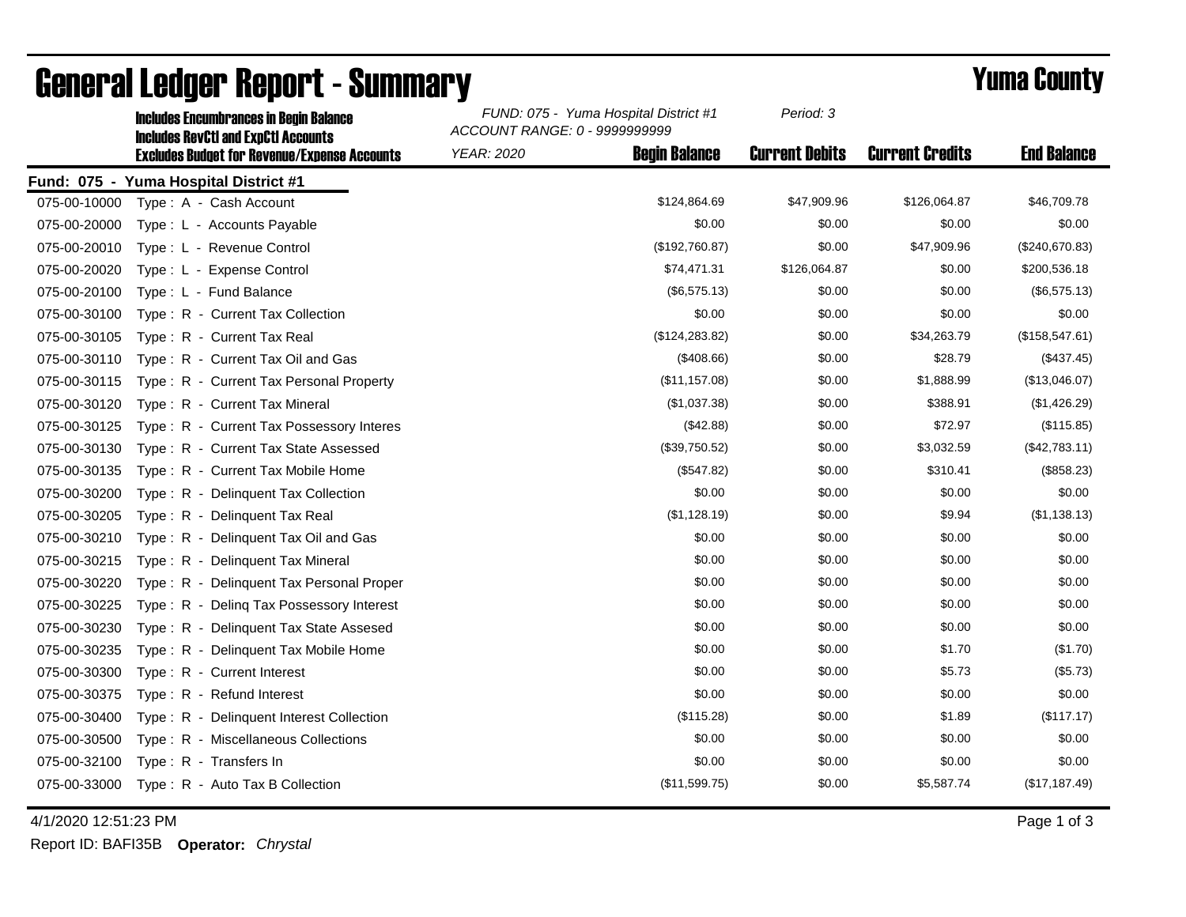# General Ledger Report - Summary

## Yuma County

**Includes Encumbrances in Begin Balance**
**Includes RevCtl and ExpCtl Accounts**
**Excludes Budget for Revenue/Expense Accounts**

*FUND: 075 - Yuma Hospital District #1*
*ACCOUNT RANGE: 0 - 9999999999*
*YEAR: 2020*
*Period: 3*

**Fund: 075 - Yuma Hospital District #1**

| Account | Description | Begin Balance | Current Debits | Current Credits | End Balance |
|---|---|---|---|---|---|
| 075-00-10000 | Type : A - Cash Account | $124,864.69 | $47,909.96 | $126,064.87 | $46,709.78 |
| 075-00-20000 | Type : L - Accounts Payable | $0.00 | $0.00 | $0.00 | $0.00 |
| 075-00-20010 | Type : L - Revenue Control | ($192,760.87) | $0.00 | $47,909.96 | ($240,670.83) |
| 075-00-20020 | Type : L - Expense Control | $74,471.31 | $126,064.87 | $0.00 | $200,536.18 |
| 075-00-20100 | Type : L - Fund Balance | ($6,575.13) | $0.00 | $0.00 | ($6,575.13) |
| 075-00-30100 | Type : R - Current Tax Collection | $0.00 | $0.00 | $0.00 | $0.00 |
| 075-00-30105 | Type : R - Current Tax Real | ($124,283.82) | $0.00 | $34,263.79 | ($158,547.61) |
| 075-00-30110 | Type : R - Current Tax Oil and Gas | ($408.66) | $0.00 | $28.79 | ($437.45) |
| 075-00-30115 | Type : R - Current Tax Personal Property | ($11,157.08) | $0.00 | $1,888.99 | ($13,046.07) |
| 075-00-30120 | Type : R - Current Tax Mineral | ($1,037.38) | $0.00 | $388.91 | ($1,426.29) |
| 075-00-30125 | Type : R - Current Tax Possessory Interes | ($42.88) | $0.00 | $72.97 | ($115.85) |
| 075-00-30130 | Type : R - Current Tax State Assessed | ($39,750.52) | $0.00 | $3,032.59 | ($42,783.11) |
| 075-00-30135 | Type : R - Current Tax Mobile Home | ($547.82) | $0.00 | $310.41 | ($858.23) |
| 075-00-30200 | Type : R - Delinquent Tax Collection | $0.00 | $0.00 | $0.00 | $0.00 |
| 075-00-30205 | Type : R - Delinquent Tax Real | ($1,128.19) | $0.00 | $9.94 | ($1,138.13) |
| 075-00-30210 | Type : R - Delinquent Tax Oil and Gas | $0.00 | $0.00 | $0.00 | $0.00 |
| 075-00-30215 | Type : R - Delinquent Tax Mineral | $0.00 | $0.00 | $0.00 | $0.00 |
| 075-00-30220 | Type : R - Delinquent Tax Personal Proper | $0.00 | $0.00 | $0.00 | $0.00 |
| 075-00-30225 | Type : R - Delinq Tax Possessory Interest | $0.00 | $0.00 | $0.00 | $0.00 |
| 075-00-30230 | Type : R - Delinquent Tax State Assesed | $0.00 | $0.00 | $0.00 | $0.00 |
| 075-00-30235 | Type : R - Delinquent Tax Mobile Home | $0.00 | $0.00 | $1.70 | ($1.70) |
| 075-00-30300 | Type : R - Current Interest | $0.00 | $0.00 | $5.73 | ($5.73) |
| 075-00-30375 | Type : R - Refund Interest | $0.00 | $0.00 | $0.00 | $0.00 |
| 075-00-30400 | Type : R - Delinquent Interest Collection | ($115.28) | $0.00 | $1.89 | ($117.17) |
| 075-00-30500 | Type : R - Miscellaneous Collections | $0.00 | $0.00 | $0.00 | $0.00 |
| 075-00-32100 | Type : R - Transfers In | $0.00 | $0.00 | $0.00 | $0.00 |
| 075-00-33000 | Type : R - Auto Tax B Collection | ($11,599.75) | $0.00 | $5,587.74 | ($17,187.49) |

4/1/2020 12:51:23 PM

Report ID: BAFI35B **Operator:** *Chrystal*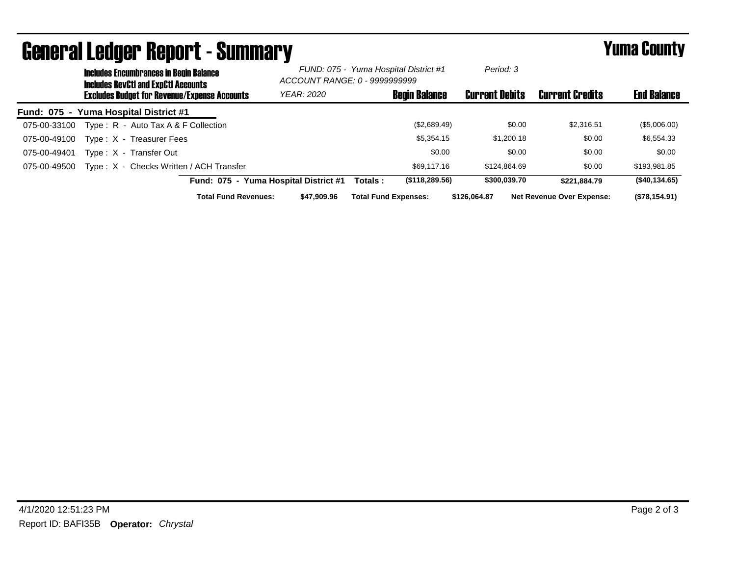# General Ledger Report - Summary

## Yuma County

**Includes Encumbrances in Begin Balance**
**Includes RevCtl and ExpCtl Accounts**
**Excludes Budget for Revenue/Expense Accounts**

*FUND: 075 - Yuma Hospital District #1*
*ACCOUNT RANGE: 0 - 9999999999*
*YEAR: 2020*
*Period: 3*

| | | Begin Balance | Current Debits | Current Credits | End Balance |
|---|---|---|---|---|---|
| **Fund: 075 - Yuma Hospital District #1** | | | | | |
| 075-00-33100 | Type : R - Auto Tax A & F Collection | ($2,689.49) | $0.00 | $2,316.51 | ($5,006.00) |
| 075-00-49100 | Type : X - Treasurer Fees | $5,354.15 | $1,200.18 | $0.00 | $6,554.33 |
| 075-00-49401 | Type : X - Transfer Out | $0.00 | $0.00 | $0.00 | $0.00 |
| 075-00-49500 | Type : X - Checks Written / ACH Transfer | $69,117.16 | $124,864.69 | $0.00 | $193,981.85 |
| | **Fund: 075 - Yuma Hospital District #1 Totals :** | **($118,289.56)** | **$300,039.70** | **$221,884.79** | **($40,134.65)** |

**Total Fund Revenues:** **$47,909.96** **Total Fund Expenses:** **$126,064.87** **Net Revenue Over Expense:** **($78,154.91)**

4/1/2020 12:51:23 PM

Report ID: BAFI35B **Operator:** *Chrystal*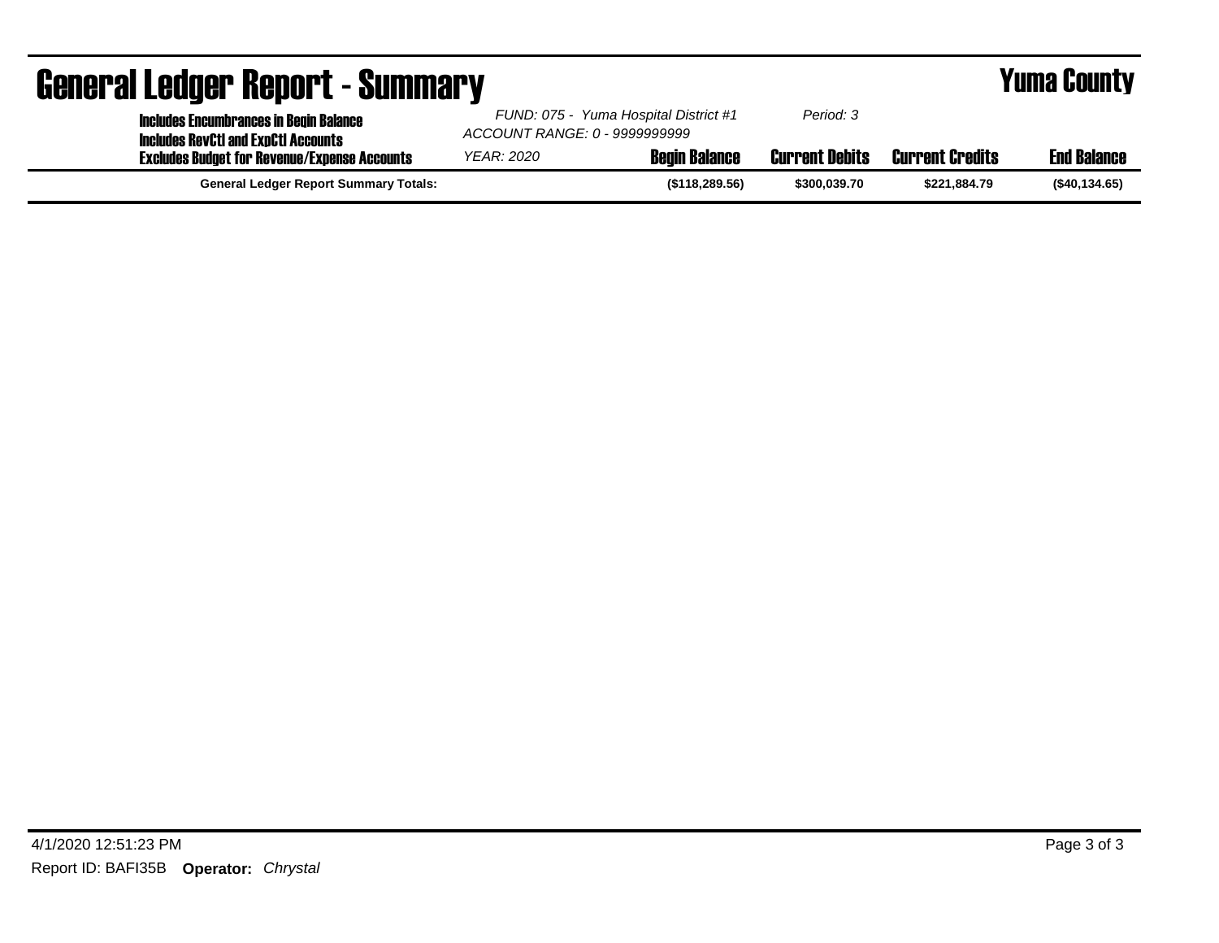# General Ledger Report - Summary

**Yuma County**

**Includes Encumbrances in Begin Balance**
**Includes RevCtl and ExpCtl Accounts**
**Excludes Budget for Revenue/Expense Accounts**

*FUND: 075 - Yuma Hospital District #1*
*ACCOUNT RANGE: 0 - 9999999999*
*YEAR: 2020*
*Period: 3*

| | Begin Balance | Current Debits | Current Credits | End Balance |
|---|---|---|---|---|
| **General Ledger Report Summary Totals:** | **($118,289.56)** | **$300,039.70** | **$221,884.79** | **($40,134.65)** |

4/1/2020 12:51:23 PM

Report ID: BAFI35B **Operator:** *Chrystal*